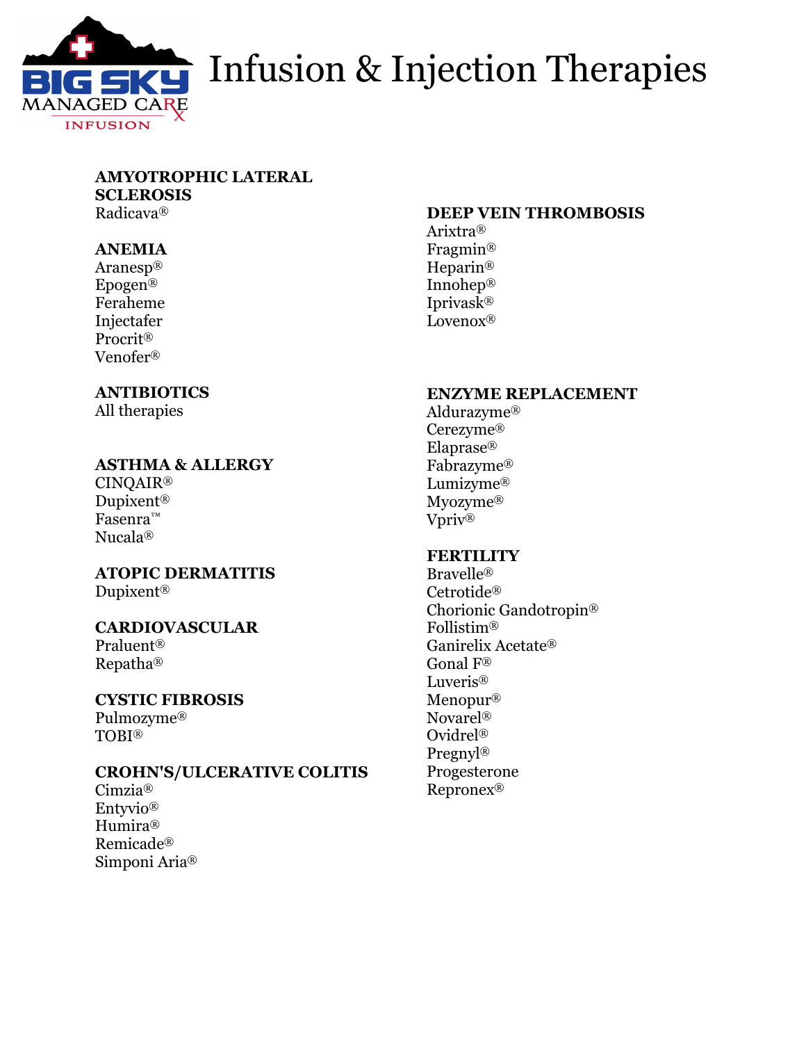# Infusion & Injection Therapies

### AMYOTROPHIC LATERAL SCLEROSIS
Radicava®

### ANEMIA
Aranesp®
Epogen®
Feraheme
Injectafer
Procrit®
Venofer®

### ANTIBIOTICS
All therapies

### ASTHMA & ALLERGY
CINQAIR®
Dupixent®
Fasenra™
Nucala®

### ATOPIC DERMATITIS
Dupixent®

### CARDIOVASCULAR
Praluent®
Repatha®

### CYSTIC FIBROSIS
Pulmozyme®
TOBI®

### CROHN'S/ULCERATIVE COLITIS
Cimzia®
Entyvio®
Humira®
Remicade®
Simponi Aria®

### DEEP VEIN THROMBOSIS
Arixtra®
Fragmin®
Heparin®
Innohep®
Iprivask®
Lovenox®

### ENZYME REPLACEMENT
Aldurazyme®
Cerezyme®
Elaprase®
Fabrazyme®
Lumizyme®
Myozyme®
Vpriv®

### FERTILITY
Bravelle®
Cetrotide®
Chorionic Gandotropin®
Follistim®
Ganirelix Acetate®
Gonal F®
Luveris®
Menopur®
Novarel®
Ovidrel®
Pregnyl®
Progesterone
Repronex®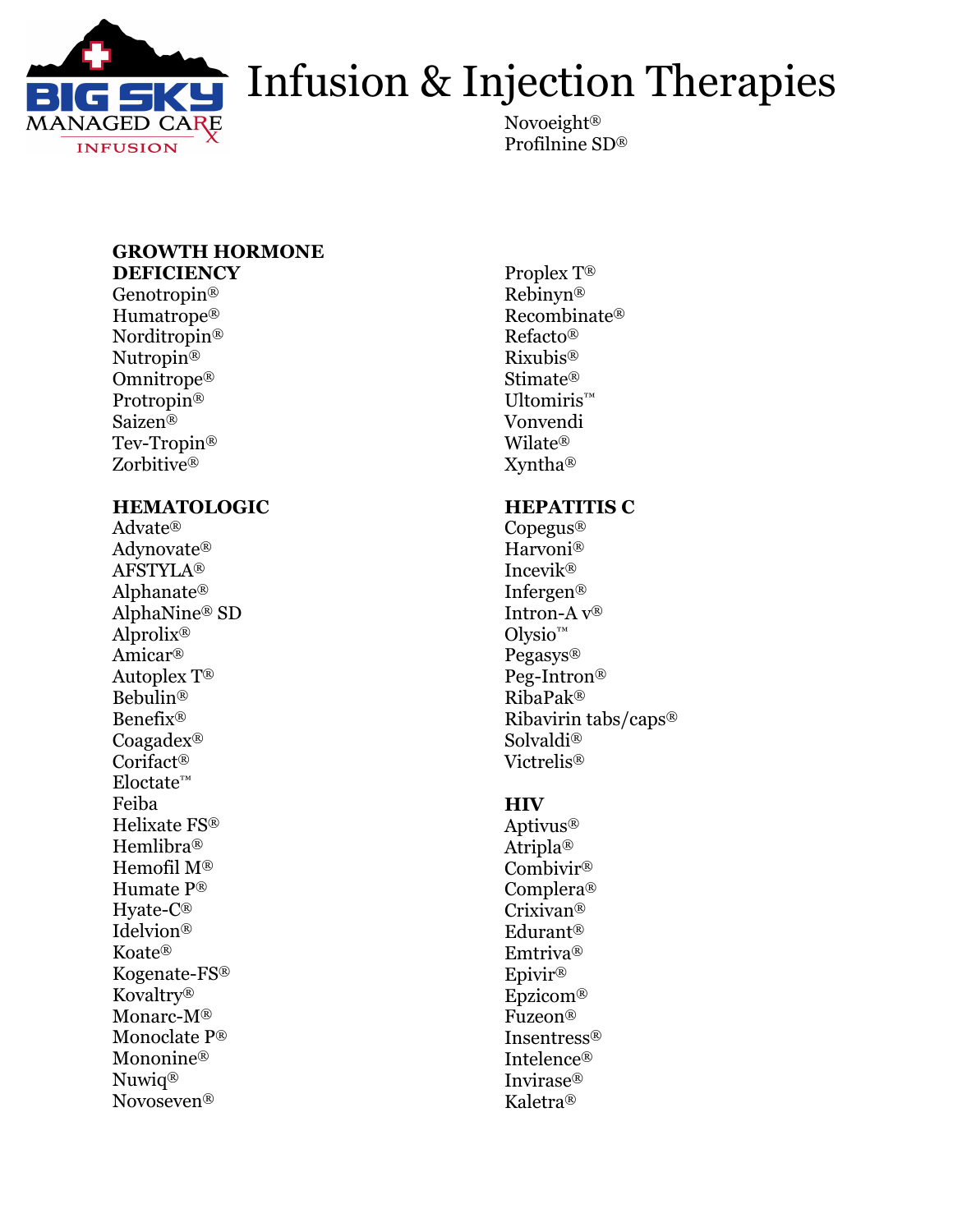# Infusion & Injection Therapies

### GROWTH HORMONE DEFICIENCY

Genotropin®
Humatrope®
Norditropin®
Nutropin®
Omnitrope®
Protropin®
Saizen®
Tev-Tropin®
Zorbitive®

### HEMATOLOGIC

Advate®
Adynovate®
AFSTYLA®
Alphanate®
AlphaNine® SD
Alprolix®
Amicar®
Autoplex T®
Bebulin®
Benefix®
Coagadex®
Corifact®
Eloctate™
Feiba
Helixate FS®
Hemlibra®
Hemofil M®
Humate P®
Hyate-C®
Idelvion®
Koate®
Kogenate-FS®
Kovaltry®
Monarc-M®
Monoclate P®
Mononine®
Nuwiq®
Novoseven®
Novoeight®
Profilnine SD®
Proplex T®
Rebinyn®
Recombinate®
Refacto®
Rixubis®
Stimate®
Ultomiris™
Vonvendi
Wilate®
Xyntha®

### HEPATITIS C

Copegus®
Harvoni®
Incevik®
Infergen®
Intron-A v®
Olysio™
Pegasys®
Peg-Intron®
RibaPak®
Ribavirin tabs/caps®
Solvaldi®
Victrelis®

### HIV

Aptivus®
Atripla®
Combivir®
Complera®
Crixivan®
Edurant®
Emtriva®
Epivir®
Epzicom®
Fuzeon®
Insentress®
Intelence®
Invirase®
Kaletra®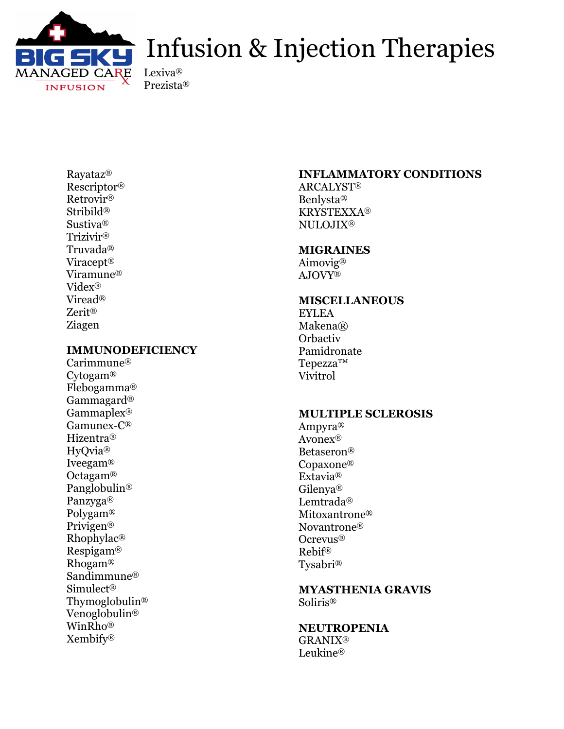# Infusion & Injection Therapies

Lexiva®
Prezista®
Rayataz®
Rescriptor®
Retrovir®
Stribild®
Sustiva®
Trizivir®
Truvada®
Viracept®
Viramune®
Videx®
Viread®
Zerit®
Ziagen

**IMMUNODEFICIENCY**
Carimmune®
Cytogam®
Flebogamma®
Gammagard®
Gammaplex®
Gamunex-C®
Hizentra®
HyQvia®
Iveegam®
Octagam®
Panglobulin®
Panzyga®
Polygam®
Privigen®
Rhophylac®
Respigam®
Rhogam®
Sandimmune®
Simulect®
Thymoglobulin®
Venoglobulin®
WinRho®
Xembify®

**INFLAMMATORY CONDITIONS**
ARCALYST®
Benlysta®
KRYSTEXXA®
NULOJIX®

**MIGRAINES**
Aimovig®
AJOVY®

**MISCELLANEOUS**
EYLEA
Makena®
Orbactiv
Pamidronate
Tepezza™
Vivitrol

**MULTIPLE SCLEROSIS**
Ampyra®
Avonex®
Betaseron®
Copaxone®
Extavia®
Gilenya®
Lemtrada®
Mitoxantrone®
Novantrone®
Ocrevus®
Rebif®
Tysabri®

**MYASTHENIA GRAVIS**
Soliris®

**NEUTROPENIA**
GRANIX®
Leukine®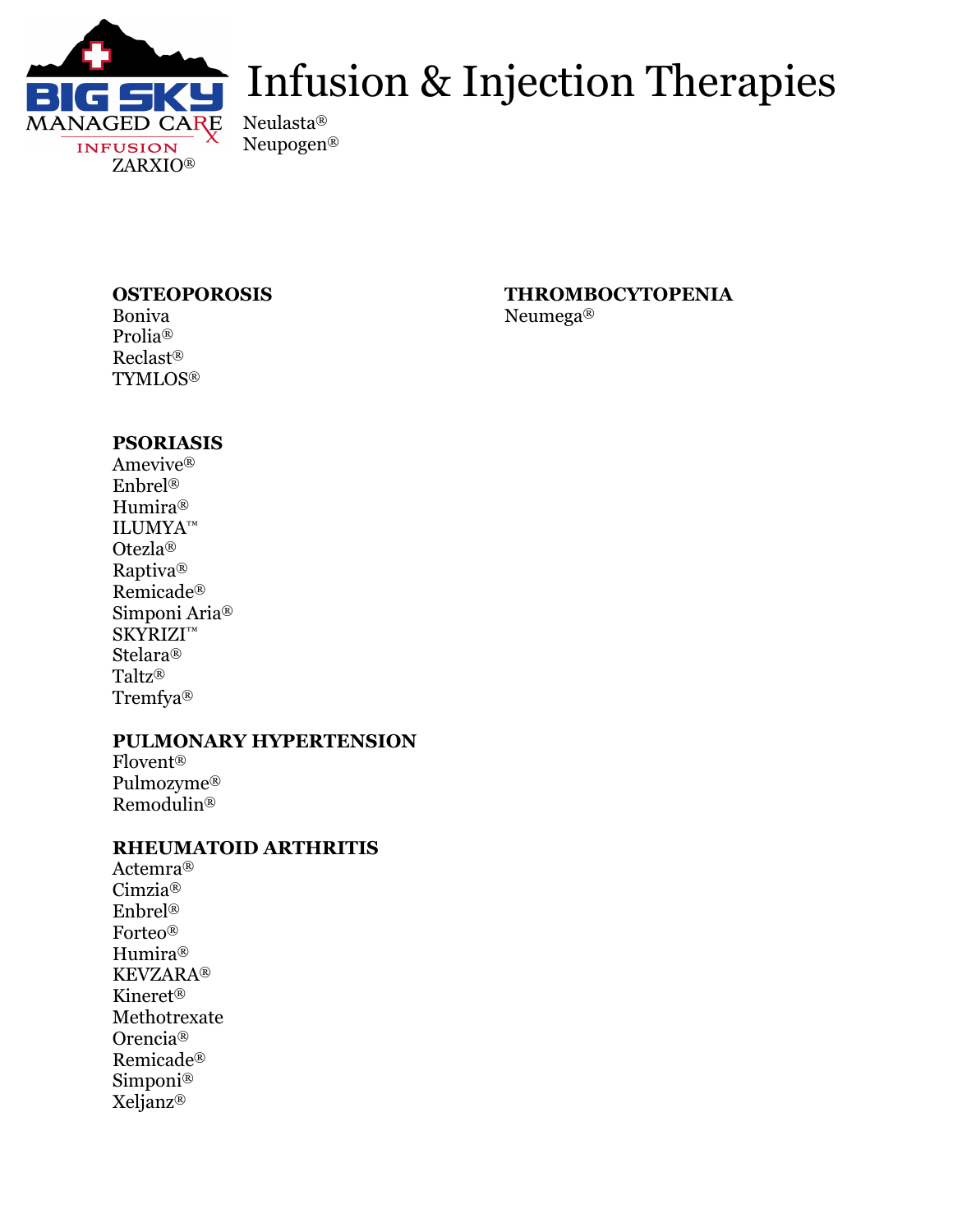# Infusion & Injection Therapies

Neulasta®
Neupogen®
ZARXIO®

**OSTEOPOROSIS**
Boniva
Prolia®
Reclast®
TYMLOS®

**PSORIASIS**
Amevive®
Enbrel®
Humira®
ILUMYA™
Otezla®
Raptiva®
Remicade®
Simponi Aria®
SKYRIZI™
Stelara®
Taltz®
Tremfya®

**PULMONARY HYPERTENSION**
Flovent®
Pulmozyme®
Remodulin®

**RHEUMATOID ARTHRITIS**
Actemra®
Cimzia®
Enbrel®
Forteo®
Humira®
KEVZARA®
Kineret®
Methotrexate
Orencia®
Remicade®
Simponi®
Xeljanz®

**THROMBOCYTOPENIA**
Neumega®